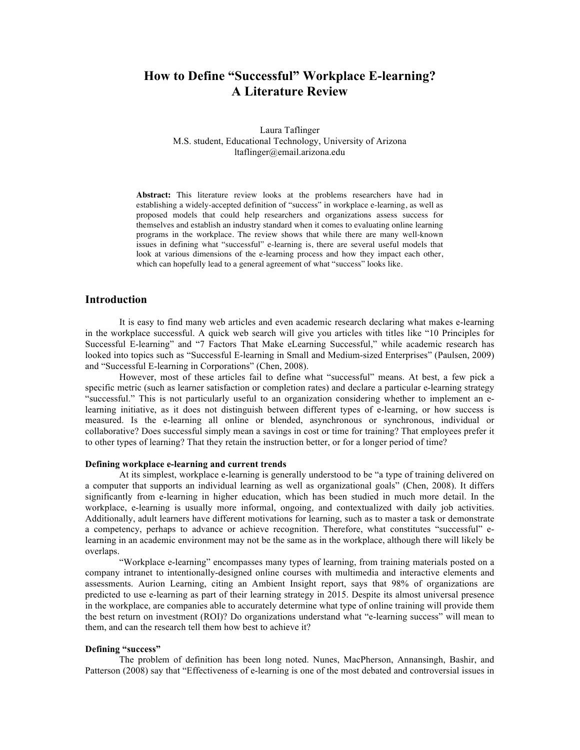# How to Define "Successful" Workplace E-learning? A Literature Review

Laura Taflinger
M.S. student, Educational Technology, University of Arizona
ltaflinger@email.arizona.edu

**Abstract:** This literature review looks at the problems researchers have had in establishing a widely-accepted definition of "success" in workplace e-learning, as well as proposed models that could help researchers and organizations assess success for themselves and establish an industry standard when it comes to evaluating online learning programs in the workplace. The review shows that while there are many well-known issues in defining what "successful" e-learning is, there are several useful models that look at various dimensions of the e-learning process and how they impact each other, which can hopefully lead to a general agreement of what "success" looks like.

## Introduction

It is easy to find many web articles and even academic research declaring what makes e-learning in the workplace successful. A quick web search will give you articles with titles like "10 Principles for Successful E-learning" and "7 Factors That Make eLearning Successful," while academic research has looked into topics such as "Successful E-learning in Small and Medium-sized Enterprises" (Paulsen, 2009) and "Successful E-learning in Corporations" (Chen, 2008).

However, most of these articles fail to define what "successful" means. At best, a few pick a specific metric (such as learner satisfaction or completion rates) and declare a particular e-learning strategy "successful." This is not particularly useful to an organization considering whether to implement an e-learning initiative, as it does not distinguish between different types of e-learning, or how success is measured. Is the e-learning all online or blended, asynchronous or synchronous, individual or collaborative? Does successful simply mean a savings in cost or time for training? That employees prefer it to other types of learning? That they retain the instruction better, or for a longer period of time?

### Defining workplace e-learning and current trends

At its simplest, workplace e-learning is generally understood to be "a type of training delivered on a computer that supports an individual learning as well as organizational goals" (Chen, 2008). It differs significantly from e-learning in higher education, which has been studied in much more detail. In the workplace, e-learning is usually more informal, ongoing, and contextualized with daily job activities. Additionally, adult learners have different motivations for learning, such as to master a task or demonstrate a competency, perhaps to advance or achieve recognition. Therefore, what constitutes "successful" e-learning in an academic environment may not be the same as in the workplace, although there will likely be overlaps.

"Workplace e-learning" encompasses many types of learning, from training materials posted on a company intranet to intentionally-designed online courses with multimedia and interactive elements and assessments. Aurion Learning, citing an Ambient Insight report, says that 98% of organizations are predicted to use e-learning as part of their learning strategy in 2015. Despite its almost universal presence in the workplace, are companies able to accurately determine what type of online training will provide them the best return on investment (ROI)? Do organizations understand what "e-learning success" will mean to them, and can the research tell them how best to achieve it?

### Defining "success"

The problem of definition has been long noted. Nunes, MacPherson, Annansingh, Bashir, and Patterson (2008) say that "Effectiveness of e-learning is one of the most debated and controversial issues in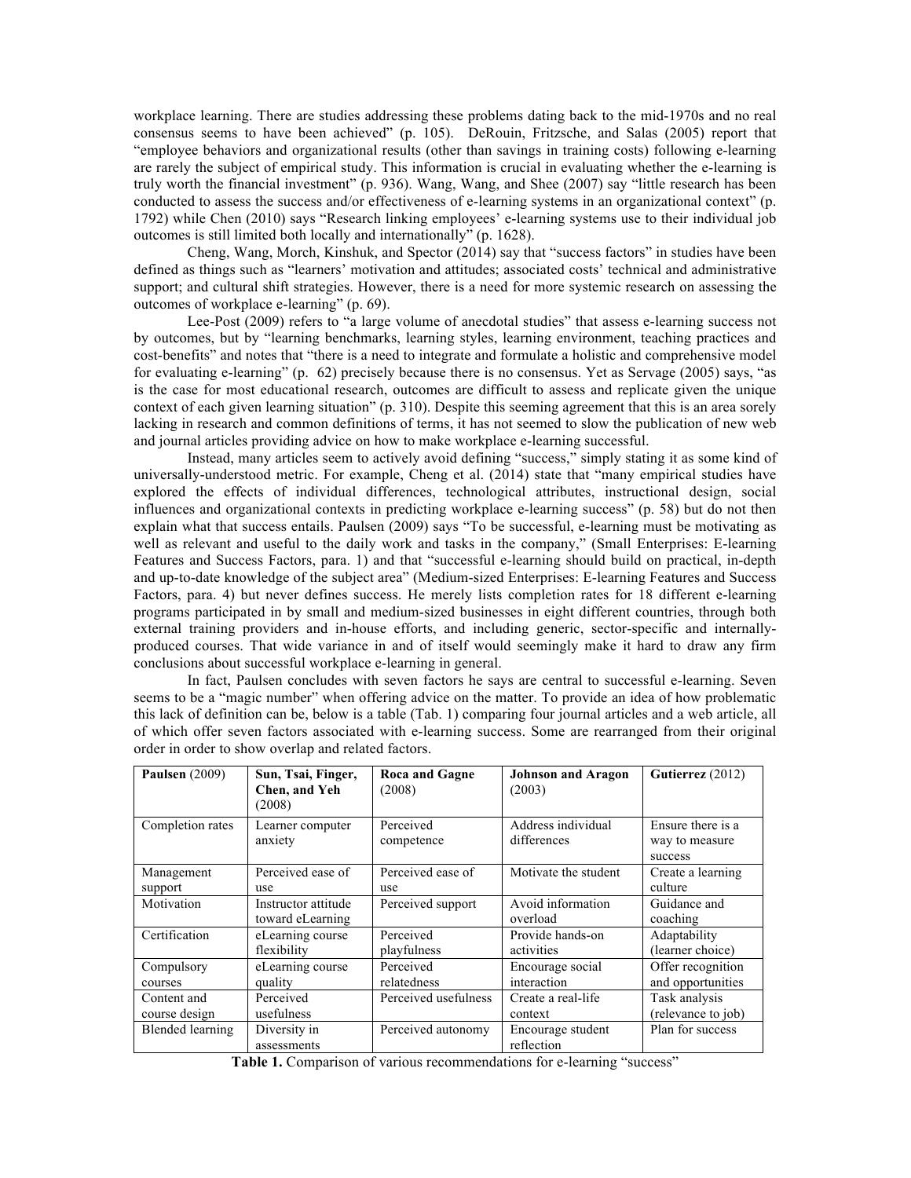workplace learning. There are studies addressing these problems dating back to the mid-1970s and no real consensus seems to have been achieved" (p. 105). DeRouin, Fritzsche, and Salas (2005) report that "employee behaviors and organizational results (other than savings in training costs) following e-learning are rarely the subject of empirical study. This information is crucial in evaluating whether the e-learning is truly worth the financial investment" (p. 936). Wang, Wang, and Shee (2007) say "little research has been conducted to assess the success and/or effectiveness of e-learning systems in an organizational context" (p. 1792) while Chen (2010) says "Research linking employees' e-learning systems use to their individual job outcomes is still limited both locally and internationally" (p. 1628).

Cheng, Wang, Morch, Kinshuk, and Spector (2014) say that "success factors" in studies have been defined as things such as "learners' motivation and attitudes; associated costs' technical and administrative support; and cultural shift strategies. However, there is a need for more systemic research on assessing the outcomes of workplace e-learning" (p. 69).

Lee-Post (2009) refers to "a large volume of anecdotal studies" that assess e-learning success not by outcomes, but by "learning benchmarks, learning styles, learning environment, teaching practices and cost-benefits" and notes that "there is a need to integrate and formulate a holistic and comprehensive model for evaluating e-learning" (p. 62) precisely because there is no consensus. Yet as Servage (2005) says, "as is the case for most educational research, outcomes are difficult to assess and replicate given the unique context of each given learning situation" (p. 310). Despite this seeming agreement that this is an area sorely lacking in research and common definitions of terms, it has not seemed to slow the publication of new web and journal articles providing advice on how to make workplace e-learning successful.

Instead, many articles seem to actively avoid defining "success," simply stating it as some kind of universally-understood metric. For example, Cheng et al. (2014) state that "many empirical studies have explored the effects of individual differences, technological attributes, instructional design, social influences and organizational contexts in predicting workplace e-learning success" (p. 58) but do not then explain what that success entails. Paulsen (2009) says "To be successful, e-learning must be motivating as well as relevant and useful to the daily work and tasks in the company," (Small Enterprises: E-learning Features and Success Factors, para. 1) and that "successful e-learning should build on practical, in-depth and up-to-date knowledge of the subject area" (Medium-sized Enterprises: E-learning Features and Success Factors, para. 4) but never defines success. He merely lists completion rates for 18 different e-learning programs participated in by small and medium-sized businesses in eight different countries, through both external training providers and in-house efforts, and including generic, sector-specific and internally-produced courses. That wide variance in and of itself would seemingly make it hard to draw any firm conclusions about successful workplace e-learning in general.

In fact, Paulsen concludes with seven factors he says are central to successful e-learning. Seven seems to be a "magic number" when offering advice on the matter. To provide an idea of how problematic this lack of definition can be, below is a table (Tab. 1) comparing four journal articles and a web article, all of which offer seven factors associated with e-learning success. Some are rearranged from their original order in order to show overlap and related factors.

| **Paulsen** (2009) | **Sun, Tsai, Finger, Chen, and Yeh** (2008) | **Roca and Gagne** (2008) | **Johnson and Aragon** (2003) | **Gutierrez** (2012) |
|---|---|---|---|---|
| Completion rates | Learner computer anxiety | Perceived competence | Address individual differences | Ensure there is a way to measure success |
| Management support | Perceived ease of use | Perceived ease of use | Motivate the student | Create a learning culture |
| Motivation | Instructor attitude toward eLearning | Perceived support | Avoid information overload | Guidance and coaching |
| Certification | eLearning course flexibility | Perceived playfulness | Provide hands-on activities | Adaptability (learner choice) |
| Compulsory courses | eLearning course quality | Perceived relatedness | Encourage social interaction | Offer recognition and opportunities |
| Content and course design | Perceived usefulness | Perceived usefulness | Create a real-life context | Task analysis (relevance to job) |
| Blended learning | Diversity in assessments | Perceived autonomy | Encourage student reflection | Plan for success |

**Table 1.** Comparison of various recommendations for e-learning "success"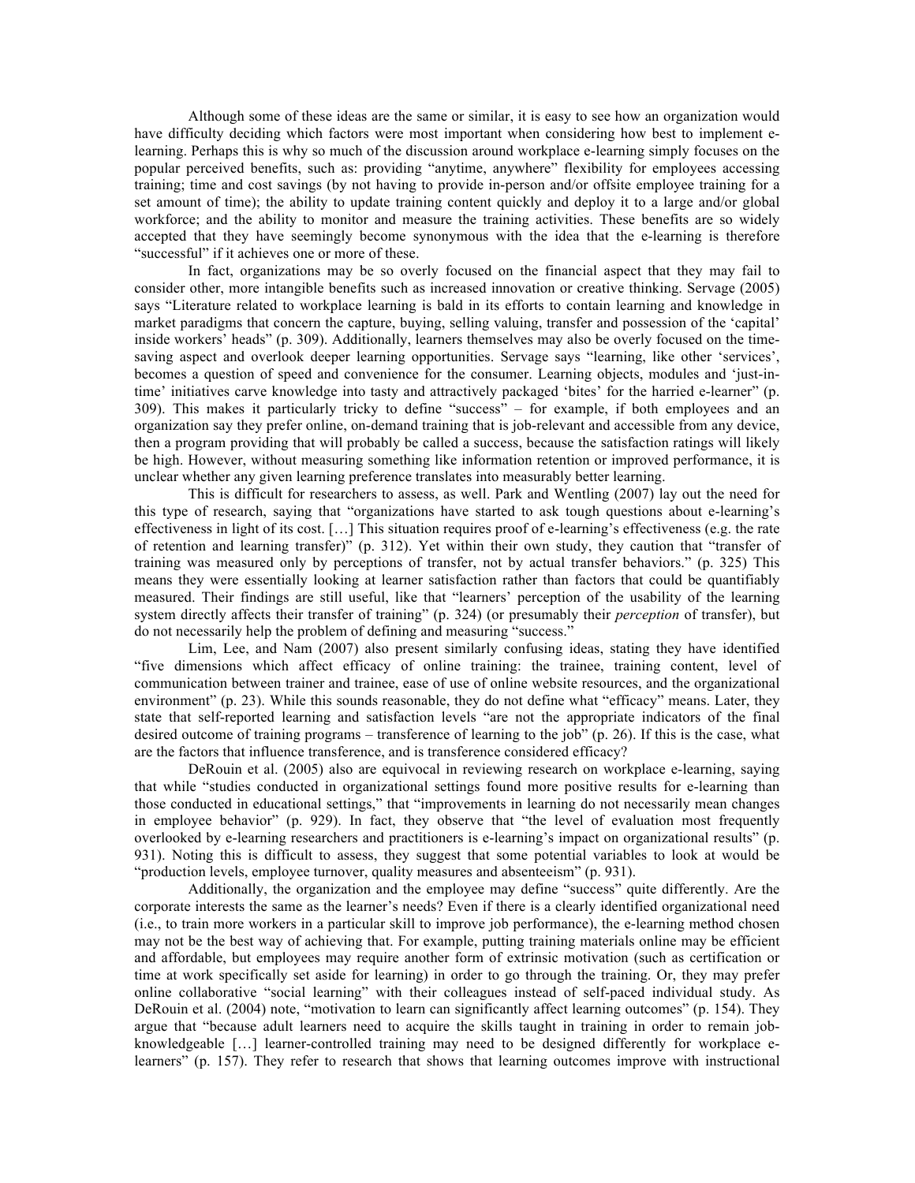Although some of these ideas are the same or similar, it is easy to see how an organization would have difficulty deciding which factors were most important when considering how best to implement e-learning. Perhaps this is why so much of the discussion around workplace e-learning simply focuses on the popular perceived benefits, such as: providing "anytime, anywhere" flexibility for employees accessing training; time and cost savings (by not having to provide in-person and/or offsite employee training for a set amount of time); the ability to update training content quickly and deploy it to a large and/or global workforce; and the ability to monitor and measure the training activities. These benefits are so widely accepted that they have seemingly become synonymous with the idea that the e-learning is therefore "successful" if it achieves one or more of these.

In fact, organizations may be so overly focused on the financial aspect that they may fail to consider other, more intangible benefits such as increased innovation or creative thinking. Servage (2005) says "Literature related to workplace learning is bald in its efforts to contain learning and knowledge in market paradigms that concern the capture, buying, selling valuing, transfer and possession of the 'capital' inside workers' heads" (p. 309). Additionally, learners themselves may also be overly focused on the time-saving aspect and overlook deeper learning opportunities. Servage says "learning, like other 'services', becomes a question of speed and convenience for the consumer. Learning objects, modules and 'just-in-time' initiatives carve knowledge into tasty and attractively packaged 'bites' for the harried e-learner" (p. 309). This makes it particularly tricky to define "success" – for example, if both employees and an organization say they prefer online, on-demand training that is job-relevant and accessible from any device, then a program providing that will probably be called a success, because the satisfaction ratings will likely be high. However, without measuring something like information retention or improved performance, it is unclear whether any given learning preference translates into measurably better learning.

This is difficult for researchers to assess, as well. Park and Wentling (2007) lay out the need for this type of research, saying that "organizations have started to ask tough questions about e-learning's effectiveness in light of its cost. […] This situation requires proof of e-learning's effectiveness (e.g. the rate of retention and learning transfer)" (p. 312). Yet within their own study, they caution that "transfer of training was measured only by perceptions of transfer, not by actual transfer behaviors." (p. 325) This means they were essentially looking at learner satisfaction rather than factors that could be quantifiably measured. Their findings are still useful, like that "learners' perception of the usability of the learning system directly affects their transfer of training" (p. 324) (or presumably their *perception* of transfer), but do not necessarily help the problem of defining and measuring "success."

Lim, Lee, and Nam (2007) also present similarly confusing ideas, stating they have identified "five dimensions which affect efficacy of online training: the trainee, training content, level of communication between trainer and trainee, ease of use of online website resources, and the organizational environment" (p. 23). While this sounds reasonable, they do not define what "efficacy" means. Later, they state that self-reported learning and satisfaction levels "are not the appropriate indicators of the final desired outcome of training programs – transference of learning to the job" (p. 26). If this is the case, what are the factors that influence transference, and is transference considered efficacy?

DeRouin et al. (2005) also are equivocal in reviewing research on workplace e-learning, saying that while "studies conducted in organizational settings found more positive results for e-learning than those conducted in educational settings," that "improvements in learning do not necessarily mean changes in employee behavior" (p. 929). In fact, they observe that "the level of evaluation most frequently overlooked by e-learning researchers and practitioners is e-learning's impact on organizational results" (p. 931). Noting this is difficult to assess, they suggest that some potential variables to look at would be "production levels, employee turnover, quality measures and absenteeism" (p. 931).

Additionally, the organization and the employee may define "success" quite differently. Are the corporate interests the same as the learner's needs? Even if there is a clearly identified organizational need (i.e., to train more workers in a particular skill to improve job performance), the e-learning method chosen may not be the best way of achieving that. For example, putting training materials online may be efficient and affordable, but employees may require another form of extrinsic motivation (such as certification or time at work specifically set aside for learning) in order to go through the training. Or, they may prefer online collaborative "social learning" with their colleagues instead of self-paced individual study. As DeRouin et al. (2004) note, "motivation to learn can significantly affect learning outcomes" (p. 154). They argue that "because adult learners need to acquire the skills taught in training in order to remain job-knowledgeable […] learner-controlled training may need to be designed differently for workplace e-learners" (p. 157). They refer to research that shows that learning outcomes improve with instructional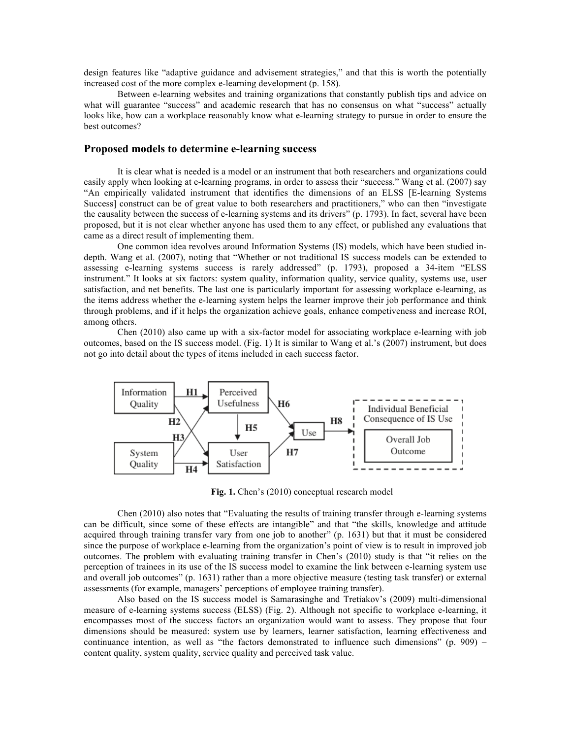design features like "adaptive guidance and advisement strategies," and that this is worth the potentially increased cost of the more complex e-learning development (p. 158).

Between e-learning websites and training organizations that constantly publish tips and advice on what will guarantee "success" and academic research that has no consensus on what "success" actually looks like, how can a workplace reasonably know what e-learning strategy to pursue in order to ensure the best outcomes?

## Proposed models to determine e-learning success

It is clear what is needed is a model or an instrument that both researchers and organizations could easily apply when looking at e-learning programs, in order to assess their "success." Wang et al. (2007) say "An empirically validated instrument that identifies the dimensions of an ELSS [E-learning Systems Success] construct can be of great value to both researchers and practitioners," who can then "investigate the causality between the success of e-learning systems and its drivers" (p. 1793). In fact, several have been proposed, but it is not clear whether anyone has used them to any effect, or published any evaluations that came as a direct result of implementing them.

One common idea revolves around Information Systems (IS) models, which have been studied in-depth. Wang et al. (2007), noting that "Whether or not traditional IS success models can be extended to assessing e-learning systems success is rarely addressed" (p. 1793), proposed a 34-item "ELSS instrument." It looks at six factors: system quality, information quality, service quality, systems use, user satisfaction, and net benefits. The last one is particularly important for assessing workplace e-learning, as the items address whether the e-learning system helps the learner improve their job performance and think through problems, and if it helps the organization achieve goals, enhance competiveness and increase ROI, among others.

Chen (2010) also came up with a six-factor model for associating workplace e-learning with job outcomes, based on the IS success model. (Fig. 1) It is similar to Wang et al.'s (2007) instrument, but does not go into detail about the types of items included in each success factor.

**Fig. 1.** Chen's (2010) conceptual research model

Chen (2010) also notes that "Evaluating the results of training transfer through e-learning systems can be difficult, since some of these effects are intangible" and that "the skills, knowledge and attitude acquired through training transfer vary from one job to another" (p. 1631) but that it must be considered since the purpose of workplace e-learning from the organization's point of view is to result in improved job outcomes. The problem with evaluating training transfer in Chen's (2010) study is that "it relies on the perception of trainees in its use of the IS success model to examine the link between e-learning system use and overall job outcomes" (p. 1631) rather than a more objective measure (testing task transfer) or external assessments (for example, managers' perceptions of employee training transfer).

Also based on the IS success model is Samarasinghe and Tretiakov's (2009) multi-dimensional measure of e-learning systems success (ELSS) (Fig. 2). Although not specific to workplace e-learning, it encompasses most of the success factors an organization would want to assess. They propose that four dimensions should be measured: system use by learners, learner satisfaction, learning effectiveness and continuance intention, as well as "the factors demonstrated to influence such dimensions" (p. 909) – content quality, system quality, service quality and perceived task value.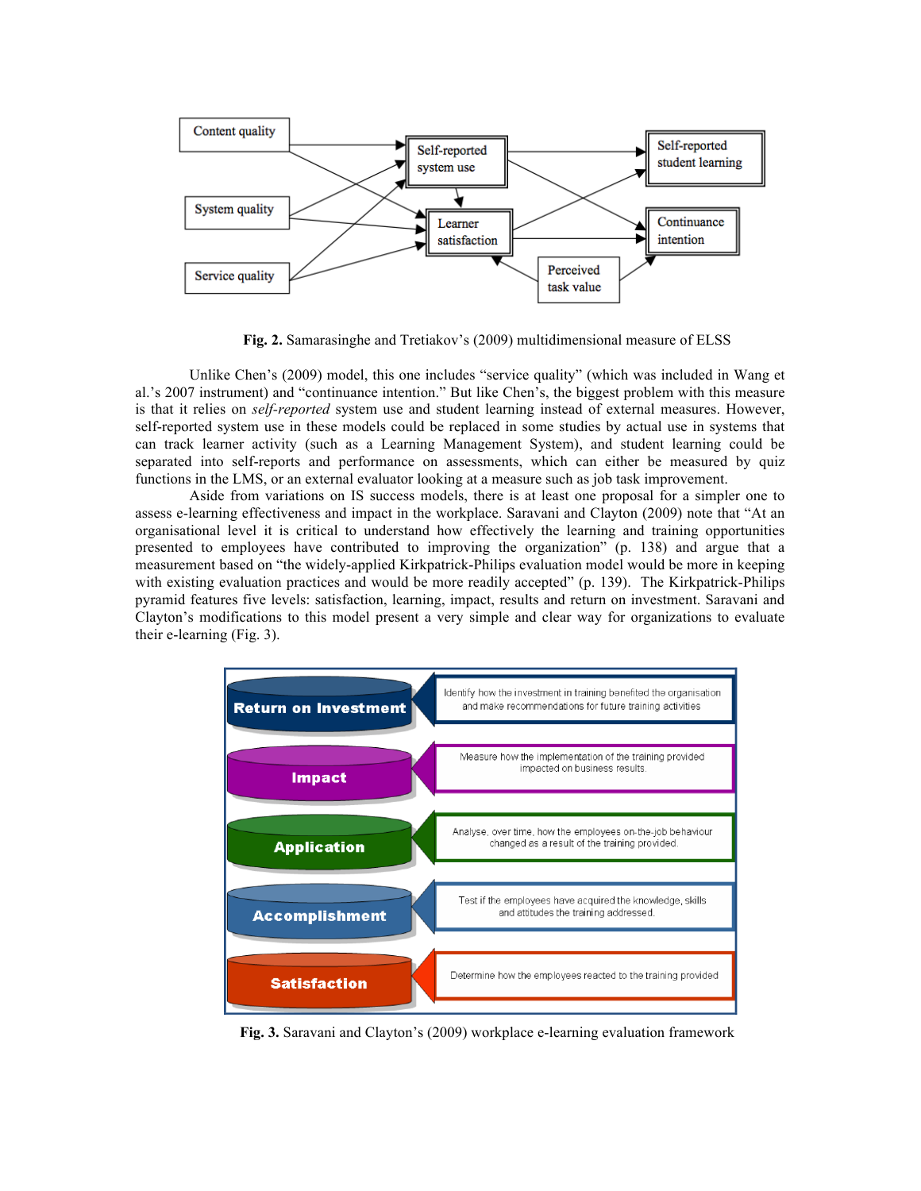**Fig. 2.** Samarasinghe and Tretiakov's (2009) multidimensional measure of ELSS

Unlike Chen's (2009) model, this one includes "service quality" (which was included in Wang et al.'s 2007 instrument) and "continuance intention." But like Chen's, the biggest problem with this measure is that it relies on *self-reported* system use and student learning instead of external measures. However, self-reported system use in these models could be replaced in some studies by actual use in systems that can track learner activity (such as a Learning Management System), and student learning could be separated into self-reports and performance on assessments, which can either be measured by quiz functions in the LMS, or an external evaluator looking at a measure such as job task improvement.

Aside from variations on IS success models, there is at least one proposal for a simpler one to assess e-learning effectiveness and impact in the workplace. Saravani and Clayton (2009) note that "At an organisational level it is critical to understand how effectively the learning and training opportunities presented to employees have contributed to improving the organization" (p. 138) and argue that a measurement based on "the widely-applied Kirkpatrick-Philips evaluation model would be more in keeping with existing evaluation practices and would be more readily accepted" (p. 139). The Kirkpatrick-Philips pyramid features five levels: satisfaction, learning, impact, results and return on investment. Saravani and Clayton's modifications to this model present a very simple and clear way for organizations to evaluate their e-learning (Fig. 3).

**Fig. 3.** Saravani and Clayton's (2009) workplace e-learning evaluation framework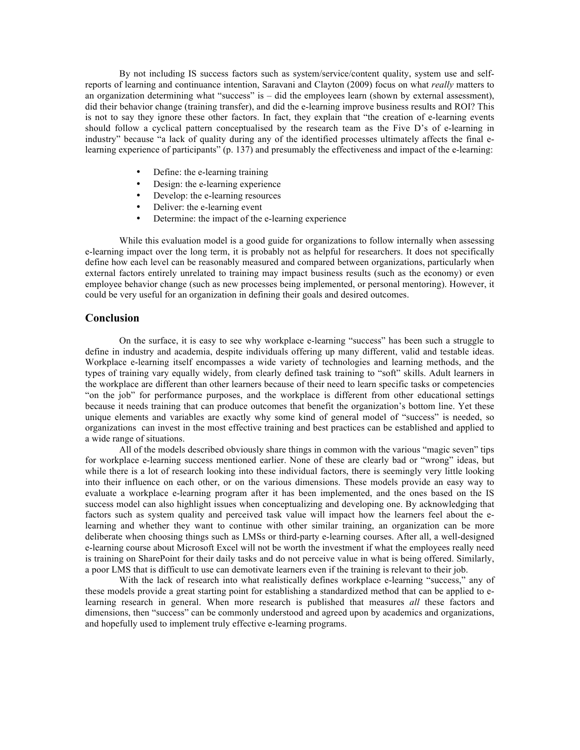By not including IS success factors such as system/service/content quality, system use and self-reports of learning and continuance intention, Saravani and Clayton (2009) focus on what *really* matters to an organization determining what "success" is – did the employees learn (shown by external assessment), did their behavior change (training transfer), and did the e-learning improve business results and ROI? This is not to say they ignore these other factors. In fact, they explain that "the creation of e-learning events should follow a cyclical pattern conceptualised by the research team as the Five D's of e-learning in industry" because "a lack of quality during any of the identified processes ultimately affects the final e-learning experience of participants" (p. 137) and presumably the effectiveness and impact of the e-learning:

- Define: the e-learning training
- Design: the e-learning experience
- Develop: the e-learning resources
- Deliver: the e-learning event
- Determine: the impact of the e-learning experience

While this evaluation model is a good guide for organizations to follow internally when assessing e-learning impact over the long term, it is probably not as helpful for researchers. It does not specifically define how each level can be reasonably measured and compared between organizations, particularly when external factors entirely unrelated to training may impact business results (such as the economy) or even employee behavior change (such as new processes being implemented, or personal mentoring). However, it could be very useful for an organization in defining their goals and desired outcomes.

## Conclusion

On the surface, it is easy to see why workplace e-learning "success" has been such a struggle to define in industry and academia, despite individuals offering up many different, valid and testable ideas. Workplace e-learning itself encompasses a wide variety of technologies and learning methods, and the types of training vary equally widely, from clearly defined task training to "soft" skills. Adult learners in the workplace are different than other learners because of their need to learn specific tasks or competencies "on the job" for performance purposes, and the workplace is different from other educational settings because it needs training that can produce outcomes that benefit the organization's bottom line. Yet these unique elements and variables are exactly why some kind of general model of "success" is needed, so organizations can invest in the most effective training and best practices can be established and applied to a wide range of situations.

All of the models described obviously share things in common with the various "magic seven" tips for workplace e-learning success mentioned earlier. None of these are clearly bad or "wrong" ideas, but while there is a lot of research looking into these individual factors, there is seemingly very little looking into their influence on each other, or on the various dimensions. These models provide an easy way to evaluate a workplace e-learning program after it has been implemented, and the ones based on the IS success model can also highlight issues when conceptualizing and developing one. By acknowledging that factors such as system quality and perceived task value will impact how the learners feel about the e-learning and whether they want to continue with other similar training, an organization can be more deliberate when choosing things such as LMSs or third-party e-learning courses. After all, a well-designed e-learning course about Microsoft Excel will not be worth the investment if what the employees really need is training on SharePoint for their daily tasks and do not perceive value in what is being offered. Similarly, a poor LMS that is difficult to use can demotivate learners even if the training is relevant to their job.

With the lack of research into what realistically defines workplace e-learning "success," any of these models provide a great starting point for establishing a standardized method that can be applied to e-learning research in general. When more research is published that measures *all* these factors and dimensions, then "success" can be commonly understood and agreed upon by academics and organizations, and hopefully used to implement truly effective e-learning programs.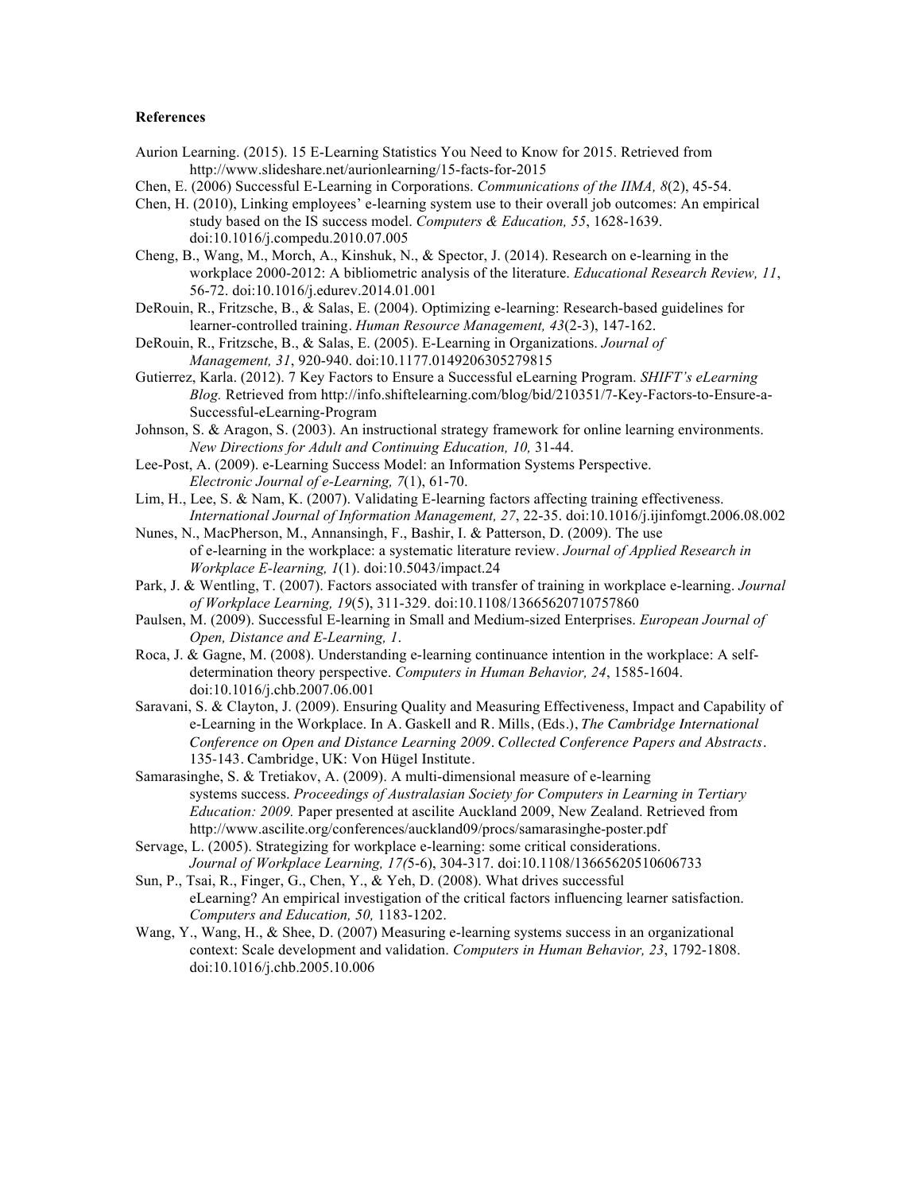**References**

Aurion Learning. (2015). 15 E-Learning Statistics You Need to Know for 2015. Retrieved from http://www.slideshare.net/aurionlearning/15-facts-for-2015

Chen, E. (2006) Successful E-Learning in Corporations. *Communications of the IIMA, 8*(2), 45-54.

Chen, H. (2010), Linking employees' e-learning system use to their overall job outcomes: An empirical study based on the IS success model. *Computers & Education, 55*, 1628-1639. doi:10.1016/j.compedu.2010.07.005

Cheng, B., Wang, M., Morch, A., Kinshuk, N., & Spector, J. (2014). Research on e-learning in the workplace 2000-2012: A bibliometric analysis of the literature. *Educational Research Review, 11*, 56-72. doi:10.1016/j.edurev.2014.01.001

DeRouin, R., Fritzsche, B., & Salas, E. (2004). Optimizing e-learning: Research-based guidelines for learner-controlled training. *Human Resource Management, 43*(2-3), 147-162.

DeRouin, R., Fritzsche, B., & Salas, E. (2005). E-Learning in Organizations. *Journal of Management, 31*, 920-940. doi:10.1177.0149206305279815

Gutierrez, Karla. (2012). 7 Key Factors to Ensure a Successful eLearning Program. *SHIFT's eLearning Blog.* Retrieved from http://info.shiftelearning.com/blog/bid/210351/7-Key-Factors-to-Ensure-a-Successful-eLearning-Program

Johnson, S. & Aragon, S. (2003). An instructional strategy framework for online learning environments. *New Directions for Adult and Continuing Education, 10,* 31-44.

Lee-Post, A. (2009). e-Learning Success Model: an Information Systems Perspective. *Electronic Journal of e-Learning, 7*(1), 61-70.

Lim, H., Lee, S. & Nam, K. (2007). Validating E-learning factors affecting training effectiveness. *International Journal of Information Management, 27*, 22-35. doi:10.1016/j.ijinfomgt.2006.08.002

Nunes, N., MacPherson, M., Annansingh, F., Bashir, I. & Patterson, D. (2009). The use of e-learning in the workplace: a systematic literature review. *Journal of Applied Research in Workplace E-learning, 1*(1). doi:10.5043/impact.24

Park, J. & Wentling, T. (2007). Factors associated with transfer of training in workplace e-learning. *Journal of Workplace Learning, 19*(5), 311-329. doi:10.1108/13665620710757860

Paulsen, M. (2009). Successful E-learning in Small and Medium-sized Enterprises. *European Journal of Open, Distance and E-Learning, 1*.

Roca, J. & Gagne, M. (2008). Understanding e-learning continuance intention in the workplace: A self-determination theory perspective. *Computers in Human Behavior, 24*, 1585-1604. doi:10.1016/j.chb.2007.06.001

Saravani, S. & Clayton, J. (2009). Ensuring Quality and Measuring Effectiveness, Impact and Capability of e-Learning in the Workplace. In A. Gaskell and R. Mills, (Eds.), *The Cambridge International Conference on Open and Distance Learning 2009*. *Collected Conference Papers and Abstracts*. 135-143. Cambridge, UK: Von Hügel Institute.

Samarasinghe, S. & Tretiakov, A. (2009). A multi-dimensional measure of e-learning systems success. *Proceedings of Australasian Society for Computers in Learning in Tertiary Education: 2009.* Paper presented at ascilite Auckland 2009, New Zealand. Retrieved from http://www.ascilite.org/conferences/auckland09/procs/samarasinghe-poster.pdf

Servage, L. (2005). Strategizing for workplace e-learning: some critical considerations. *Journal of Workplace Learning, 17(*5-6), 304-317. doi:10.1108/13665620510606733

Sun, P., Tsai, R., Finger, G., Chen, Y., & Yeh, D. (2008). What drives successful eLearning? An empirical investigation of the critical factors influencing learner satisfaction. *Computers and Education, 50,* 1183-1202.

Wang, Y., Wang, H., & Shee, D. (2007) Measuring e-learning systems success in an organizational context: Scale development and validation. *Computers in Human Behavior, 23*, 1792-1808. doi:10.1016/j.chb.2005.10.006